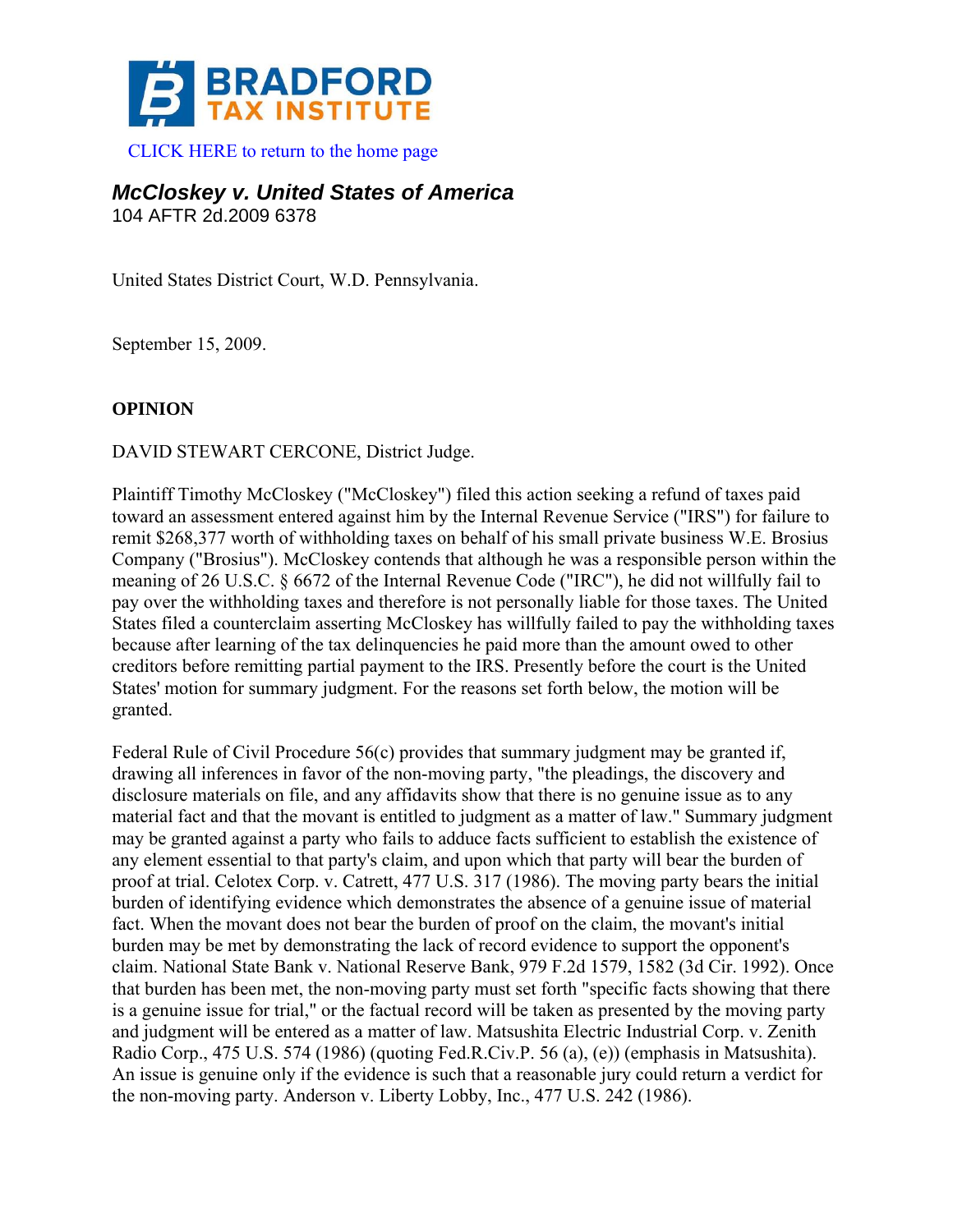BRADFORD TAX INSTITUTE

CLICK HERE to return to the home page

## *McCloskey v. United States of America*

104 AFTR 2d.2009 6378

United States District Court, W.D. Pennsylvania.

September 15, 2009.

**OPINION**

DAVID STEWART CERCONE, District Judge.

Plaintiff Timothy McCloskey ("McCloskey") filed this action seeking a refund of taxes paid toward an assessment entered against him by the Internal Revenue Service ("IRS") for failure to remit $268,377 worth of withholding taxes on behalf of his small private business W.E. Brosius Company ("Brosius"). McCloskey contends that although he was a responsible person within the meaning of 26 U.S.C. § 6672 of the Internal Revenue Code ("IRC"), he did not willfully fail to pay over the withholding taxes and therefore is not personally liable for those taxes. The United States filed a counterclaim asserting McCloskey has willfully failed to pay the withholding taxes because after learning of the tax delinquencies he paid more than the amount owed to other creditors before remitting partial payment to the IRS. Presently before the court is the United States' motion for summary judgment. For the reasons set forth below, the motion will be granted.

Federal Rule of Civil Procedure 56(c) provides that summary judgment may be granted if, drawing all inferences in favor of the non-moving party, "the pleadings, the discovery and disclosure materials on file, and any affidavits show that there is no genuine issue as to any material fact and that the movant is entitled to judgment as a matter of law." Summary judgment may be granted against a party who fails to adduce facts sufficient to establish the existence of any element essential to that party's claim, and upon which that party will bear the burden of proof at trial. Celotex Corp. v. Catrett, 477 U.S. 317 (1986). The moving party bears the initial burden of identifying evidence which demonstrates the absence of a genuine issue of material fact. When the movant does not bear the burden of proof on the claim, the movant's initial burden may be met by demonstrating the lack of record evidence to support the opponent's claim. National State Bank v. National Reserve Bank, 979 F.2d 1579, 1582 (3d Cir. 1992). Once that burden has been met, the non-moving party must set forth "specific facts showing that there is a genuine issue for trial," or the factual record will be taken as presented by the moving party and judgment will be entered as a matter of law. Matsushita Electric Industrial Corp. v. Zenith Radio Corp., 475 U.S. 574 (1986) (quoting Fed.R.Civ.P. 56 (a), (e)) (emphasis in Matsushita). An issue is genuine only if the evidence is such that a reasonable jury could return a verdict for the non-moving party. Anderson v. Liberty Lobby, Inc., 477 U.S. 242 (1986).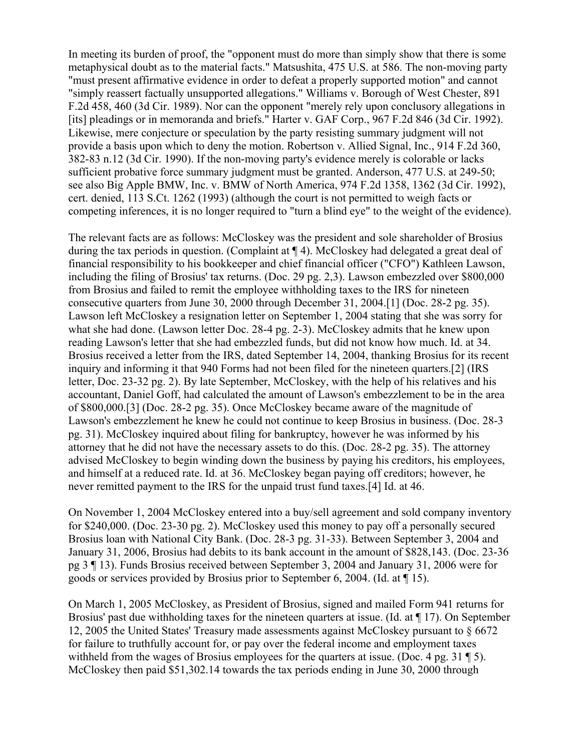In meeting its burden of proof, the "opponent must do more than simply show that there is some metaphysical doubt as to the material facts." Matsushita, 475 U.S. at 586. The non-moving party "must present affirmative evidence in order to defeat a properly supported motion" and cannot "simply reassert factually unsupported allegations." Williams v. Borough of West Chester, 891 F.2d 458, 460 (3d Cir. 1989). Nor can the opponent "merely rely upon conclusory allegations in [its] pleadings or in memoranda and briefs." Harter v. GAF Corp., 967 F.2d 846 (3d Cir. 1992). Likewise, mere conjecture or speculation by the party resisting summary judgment will not provide a basis upon which to deny the motion. Robertson v. Allied Signal, Inc., 914 F.2d 360, 382-83 n.12 (3d Cir. 1990). If the non-moving party's evidence merely is colorable or lacks sufficient probative force summary judgment must be granted. Anderson, 477 U.S. at 249-50; see also Big Apple BMW, Inc. v. BMW of North America, 974 F.2d 1358, 1362 (3d Cir. 1992), cert. denied, 113 S.Ct. 1262 (1993) (although the court is not permitted to weigh facts or competing inferences, it is no longer required to "turn a blind eye" to the weight of the evidence).

The relevant facts are as follows: McCloskey was the president and sole shareholder of Brosius during the tax periods in question. (Complaint at ¶ 4). McCloskey had delegated a great deal of financial responsibility to his bookkeeper and chief financial officer ("CFO") Kathleen Lawson, including the filing of Brosius' tax returns. (Doc. 29 pg. 2,3). Lawson embezzled over $800,000 from Brosius and failed to remit the employee withholding taxes to the IRS for nineteen consecutive quarters from June 30, 2000 through December 31, 2004.[1] (Doc. 28-2 pg. 35). Lawson left McCloskey a resignation letter on September 1, 2004 stating that she was sorry for what she had done. (Lawson letter Doc. 28-4 pg. 2-3). McCloskey admits that he knew upon reading Lawson's letter that she had embezzled funds, but did not know how much. Id. at 34. Brosius received a letter from the IRS, dated September 14, 2004, thanking Brosius for its recent inquiry and informing it that 940 Forms had not been filed for the nineteen quarters.[2] (IRS letter, Doc. 23-32 pg. 2). By late September, McCloskey, with the help of his relatives and his accountant, Daniel Goff, had calculated the amount of Lawson's embezzlement to be in the area of $800,000.[3] (Doc. 28-2 pg. 35). Once McCloskey became aware of the magnitude of Lawson's embezzlement he knew he could not continue to keep Brosius in business. (Doc. 28-3 pg. 31). McCloskey inquired about filing for bankruptcy, however he was informed by his attorney that he did not have the necessary assets to do this. (Doc. 28-2 pg. 35). The attorney advised McCloskey to begin winding down the business by paying his creditors, his employees, and himself at a reduced rate. Id. at 36. McCloskey began paying off creditors; however, he never remitted payment to the IRS for the unpaid trust fund taxes.[4] Id. at 46.

On November 1, 2004 McCloskey entered into a buy/sell agreement and sold company inventory for $240,000. (Doc. 23-30 pg. 2). McCloskey used this money to pay off a personally secured Brosius loan with National City Bank. (Doc. 28-3 pg. 31-33). Between September 3, 2004 and January 31, 2006, Brosius had debits to its bank account in the amount of $828,143. (Doc. 23-36 pg 3 ¶ 13). Funds Brosius received between September 3, 2004 and January 31, 2006 were for goods or services provided by Brosius prior to September 6, 2004. (Id. at ¶ 15).

On March 1, 2005 McCloskey, as President of Brosius, signed and mailed Form 941 returns for Brosius' past due withholding taxes for the nineteen quarters at issue. (Id. at ¶ 17). On September 12, 2005 the United States' Treasury made assessments against McCloskey pursuant to § 6672 for failure to truthfully account for, or pay over the federal income and employment taxes withheld from the wages of Brosius employees for the quarters at issue. (Doc. 4 pg. 31 ¶ 5). McCloskey then paid $51,302.14 towards the tax periods ending in June 30, 2000 through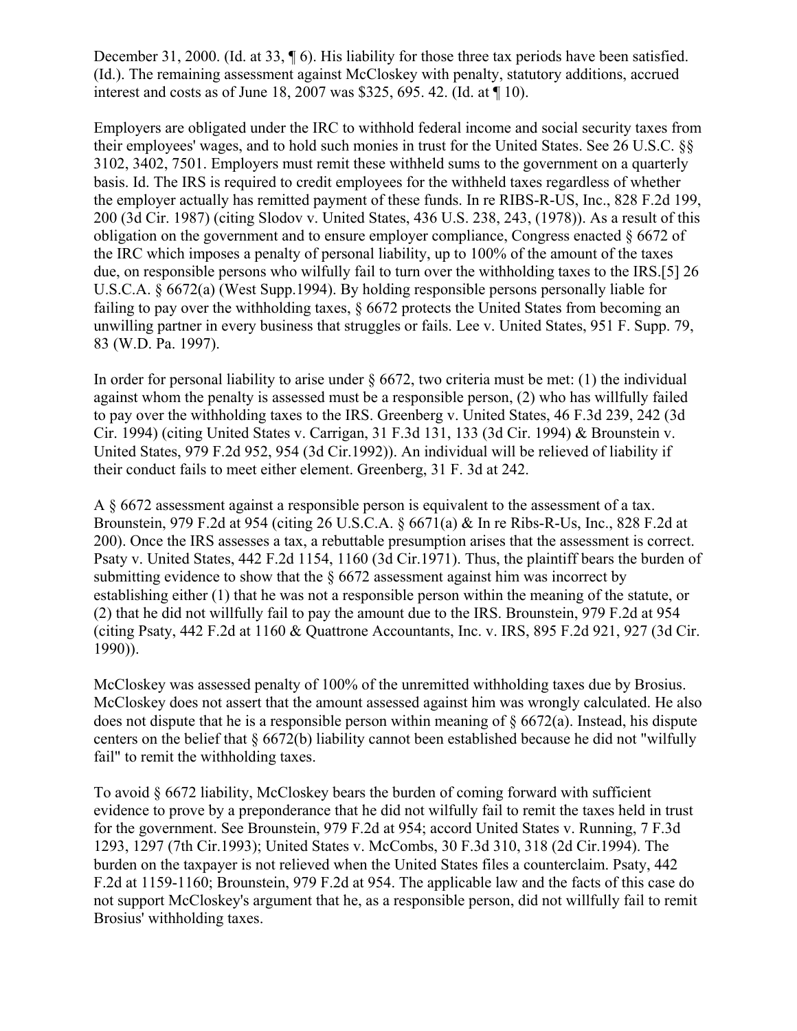December 31, 2000. (Id. at 33, ¶ 6). His liability for those three tax periods have been satisfied. (Id.). The remaining assessment against McCloskey with penalty, statutory additions, accrued interest and costs as of June 18, 2007 was $325, 695. 42. (Id. at ¶ 10).

Employers are obligated under the IRC to withhold federal income and social security taxes from their employees' wages, and to hold such monies in trust for the United States. See 26 U.S.C. §§ 3102, 3402, 7501. Employers must remit these withheld sums to the government on a quarterly basis. Id. The IRS is required to credit employees for the withheld taxes regardless of whether the employer actually has remitted payment of these funds. In re RIBS-R-US, Inc., 828 F.2d 199, 200 (3d Cir. 1987) (citing Slodov v. United States, 436 U.S. 238, 243, (1978)). As a result of this obligation on the government and to ensure employer compliance, Congress enacted § 6672 of the IRC which imposes a penalty of personal liability, up to 100% of the amount of the taxes due, on responsible persons who wilfully fail to turn over the withholding taxes to the IRS.[5] 26 U.S.C.A. § 6672(a) (West Supp.1994). By holding responsible persons personally liable for failing to pay over the withholding taxes, § 6672 protects the United States from becoming an unwilling partner in every business that struggles or fails. Lee v. United States, 951 F. Supp. 79, 83 (W.D. Pa. 1997).

In order for personal liability to arise under § 6672, two criteria must be met: (1) the individual against whom the penalty is assessed must be a responsible person, (2) who has willfully failed to pay over the withholding taxes to the IRS. Greenberg v. United States, 46 F.3d 239, 242 (3d Cir. 1994) (citing United States v. Carrigan, 31 F.3d 131, 133 (3d Cir. 1994) & Brounstein v. United States, 979 F.2d 952, 954 (3d Cir.1992)). An individual will be relieved of liability if their conduct fails to meet either element. Greenberg, 31 F. 3d at 242.

A § 6672 assessment against a responsible person is equivalent to the assessment of a tax. Brounstein, 979 F.2d at 954 (citing 26 U.S.C.A. § 6671(a) & In re Ribs-R-Us, Inc., 828 F.2d at 200). Once the IRS assesses a tax, a rebuttable presumption arises that the assessment is correct. Psaty v. United States, 442 F.2d 1154, 1160 (3d Cir.1971). Thus, the plaintiff bears the burden of submitting evidence to show that the § 6672 assessment against him was incorrect by establishing either (1) that he was not a responsible person within the meaning of the statute, or (2) that he did not willfully fail to pay the amount due to the IRS. Brounstein, 979 F.2d at 954 (citing Psaty, 442 F.2d at 1160 & Quattrone Accountants, Inc. v. IRS, 895 F.2d 921, 927 (3d Cir. 1990)).

McCloskey was assessed penalty of 100% of the unremitted withholding taxes due by Brosius. McCloskey does not assert that the amount assessed against him was wrongly calculated. He also does not dispute that he is a responsible person within meaning of § 6672(a). Instead, his dispute centers on the belief that § 6672(b) liability cannot been established because he did not "wilfully fail" to remit the withholding taxes.

To avoid § 6672 liability, McCloskey bears the burden of coming forward with sufficient evidence to prove by a preponderance that he did not wilfully fail to remit the taxes held in trust for the government. See Brounstein, 979 F.2d at 954; accord United States v. Running, 7 F.3d 1293, 1297 (7th Cir.1993); United States v. McCombs, 30 F.3d 310, 318 (2d Cir.1994). The burden on the taxpayer is not relieved when the United States files a counterclaim. Psaty, 442 F.2d at 1159-1160; Brounstein, 979 F.2d at 954. The applicable law and the facts of this case do not support McCloskey's argument that he, as a responsible person, did not willfully fail to remit Brosius' withholding taxes.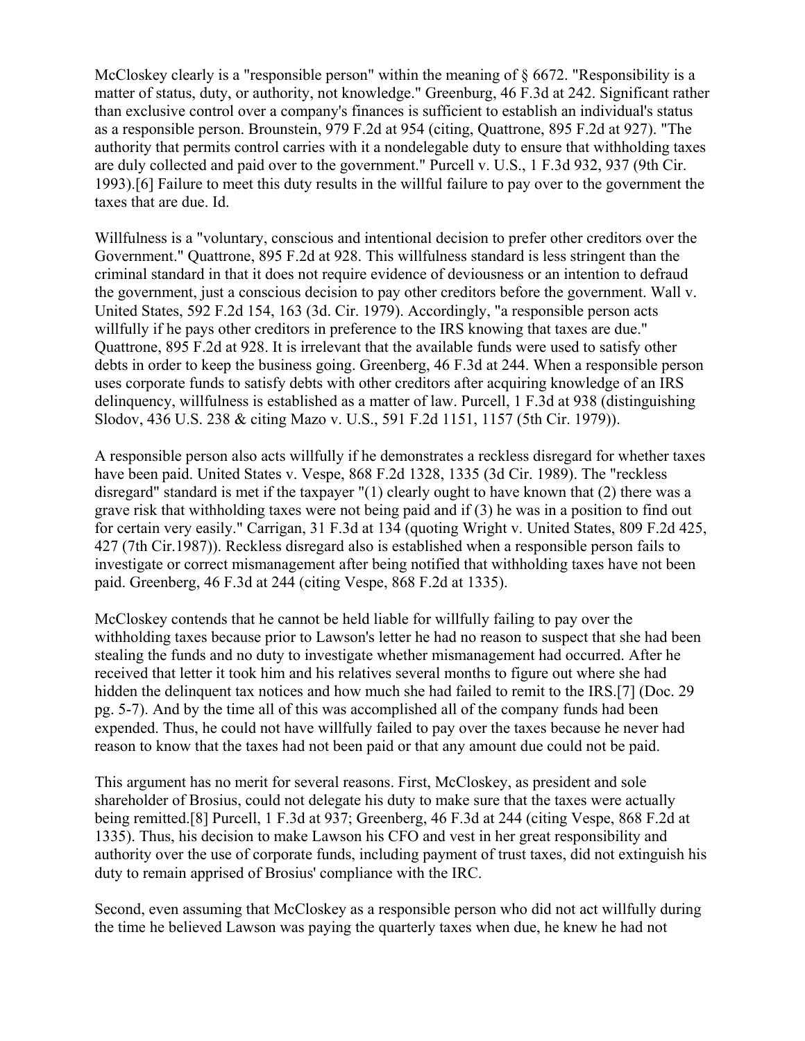McCloskey clearly is a "responsible person" within the meaning of § 6672. "Responsibility is a matter of status, duty, or authority, not knowledge." Greenburg, 46 F.3d at 242. Significant rather than exclusive control over a company's finances is sufficient to establish an individual's status as a responsible person. Brounstein, 979 F.2d at 954 (citing, Quattrone, 895 F.2d at 927). "The authority that permits control carries with it a nondelegable duty to ensure that withholding taxes are duly collected and paid over to the government." Purcell v. U.S., 1 F.3d 932, 937 (9th Cir. 1993).[6] Failure to meet this duty results in the willful failure to pay over to the government the taxes that are due. Id.

Willfulness is a "voluntary, conscious and intentional decision to prefer other creditors over the Government." Quattrone, 895 F.2d at 928. This willfulness standard is less stringent than the criminal standard in that it does not require evidence of deviousness or an intention to defraud the government, just a conscious decision to pay other creditors before the government. Wall v. United States, 592 F.2d 154, 163 (3d. Cir. 1979). Accordingly, "a responsible person acts willfully if he pays other creditors in preference to the IRS knowing that taxes are due." Quattrone, 895 F.2d at 928. It is irrelevant that the available funds were used to satisfy other debts in order to keep the business going. Greenberg, 46 F.3d at 244. When a responsible person uses corporate funds to satisfy debts with other creditors after acquiring knowledge of an IRS delinquency, willfulness is established as a matter of law. Purcell, 1 F.3d at 938 (distinguishing Slodov, 436 U.S. 238 & citing Mazo v. U.S., 591 F.2d 1151, 1157 (5th Cir. 1979)).

A responsible person also acts willfully if he demonstrates a reckless disregard for whether taxes have been paid. United States v. Vespe, 868 F.2d 1328, 1335 (3d Cir. 1989). The "reckless disregard" standard is met if the taxpayer "(1) clearly ought to have known that (2) there was a grave risk that withholding taxes were not being paid and if (3) he was in a position to find out for certain very easily." Carrigan, 31 F.3d at 134 (quoting Wright v. United States, 809 F.2d 425, 427 (7th Cir.1987)). Reckless disregard also is established when a responsible person fails to investigate or correct mismanagement after being notified that withholding taxes have not been paid. Greenberg, 46 F.3d at 244 (citing Vespe, 868 F.2d at 1335).

McCloskey contends that he cannot be held liable for willfully failing to pay over the withholding taxes because prior to Lawson's letter he had no reason to suspect that she had been stealing the funds and no duty to investigate whether mismanagement had occurred. After he received that letter it took him and his relatives several months to figure out where she had hidden the delinquent tax notices and how much she had failed to remit to the IRS.[7] (Doc. 29 pg. 5-7). And by the time all of this was accomplished all of the company funds had been expended. Thus, he could not have willfully failed to pay over the taxes because he never had reason to know that the taxes had not been paid or that any amount due could not be paid.

This argument has no merit for several reasons. First, McCloskey, as president and sole shareholder of Brosius, could not delegate his duty to make sure that the taxes were actually being remitted.[8] Purcell, 1 F.3d at 937; Greenberg, 46 F.3d at 244 (citing Vespe, 868 F.2d at 1335). Thus, his decision to make Lawson his CFO and vest in her great responsibility and authority over the use of corporate funds, including payment of trust taxes, did not extinguish his duty to remain apprised of Brosius' compliance with the IRC.

Second, even assuming that McCloskey as a responsible person who did not act willfully during the time he believed Lawson was paying the quarterly taxes when due, he knew he had not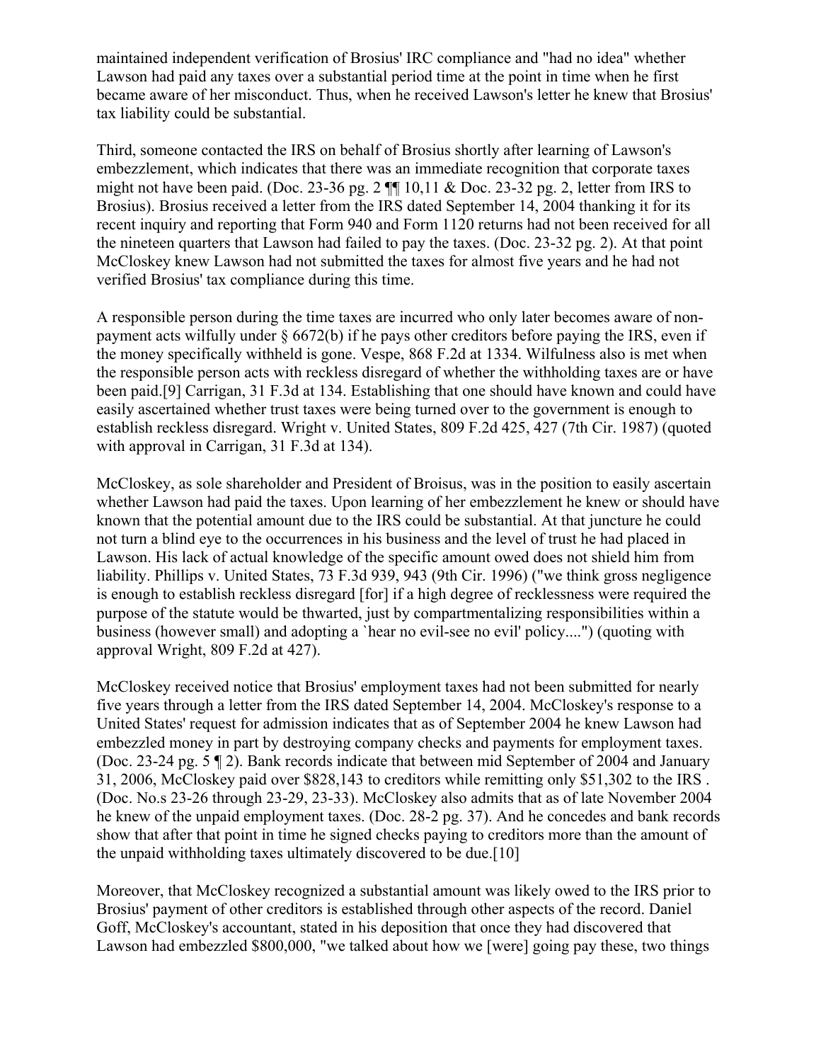maintained independent verification of Brosius' IRC compliance and "had no idea" whether Lawson had paid any taxes over a substantial period time at the point in time when he first became aware of her misconduct. Thus, when he received Lawson's letter he knew that Brosius' tax liability could be substantial.

Third, someone contacted the IRS on behalf of Brosius shortly after learning of Lawson's embezzlement, which indicates that there was an immediate recognition that corporate taxes might not have been paid. (Doc. 23-36 pg. 2 ¶¶ 10,11 & Doc. 23-32 pg. 2, letter from IRS to Brosius). Brosius received a letter from the IRS dated September 14, 2004 thanking it for its recent inquiry and reporting that Form 940 and Form 1120 returns had not been received for all the nineteen quarters that Lawson had failed to pay the taxes. (Doc. 23-32 pg. 2). At that point McCloskey knew Lawson had not submitted the taxes for almost five years and he had not verified Brosius' tax compliance during this time.

A responsible person during the time taxes are incurred who only later becomes aware of non-payment acts wilfully under § 6672(b) if he pays other creditors before paying the IRS, even if the money specifically withheld is gone. Vespe, 868 F.2d at 1334. Wilfulness also is met when the responsible person acts with reckless disregard of whether the withholding taxes are or have been paid.[9] Carrigan, 31 F.3d at 134. Establishing that one should have known and could have easily ascertained whether trust taxes were being turned over to the government is enough to establish reckless disregard. Wright v. United States, 809 F.2d 425, 427 (7th Cir. 1987) (quoted with approval in Carrigan, 31 F.3d at 134).

McCloskey, as sole shareholder and President of Broisus, was in the position to easily ascertain whether Lawson had paid the taxes. Upon learning of her embezzlement he knew or should have known that the potential amount due to the IRS could be substantial. At that juncture he could not turn a blind eye to the occurrences in his business and the level of trust he had placed in Lawson. His lack of actual knowledge of the specific amount owed does not shield him from liability. Phillips v. United States, 73 F.3d 939, 943 (9th Cir. 1996) ("we think gross negligence is enough to establish reckless disregard [for] if a high degree of recklessness were required the purpose of the statute would be thwarted, just by compartmentalizing responsibilities within a business (however small) and adopting a `hear no evil-see no evil' policy....") (quoting with approval Wright, 809 F.2d at 427).

McCloskey received notice that Brosius' employment taxes had not been submitted for nearly five years through a letter from the IRS dated September 14, 2004. McCloskey's response to a United States' request for admission indicates that as of September 2004 he knew Lawson had embezzled money in part by destroying company checks and payments for employment taxes. (Doc. 23-24 pg. 5 ¶ 2). Bank records indicate that between mid September of 2004 and January 31, 2006, McCloskey paid over $828,143 to creditors while remitting only $51,302 to the IRS . (Doc. No.s 23-26 through 23-29, 23-33). McCloskey also admits that as of late November 2004 he knew of the unpaid employment taxes. (Doc. 28-2 pg. 37). And he concedes and bank records show that after that point in time he signed checks paying to creditors more than the amount of the unpaid withholding taxes ultimately discovered to be due.[10]

Moreover, that McCloskey recognized a substantial amount was likely owed to the IRS prior to Brosius' payment of other creditors is established through other aspects of the record. Daniel Goff, McCloskey's accountant, stated in his deposition that once they had discovered that Lawson had embezzled $800,000, "we talked about how we [were] going pay these, two things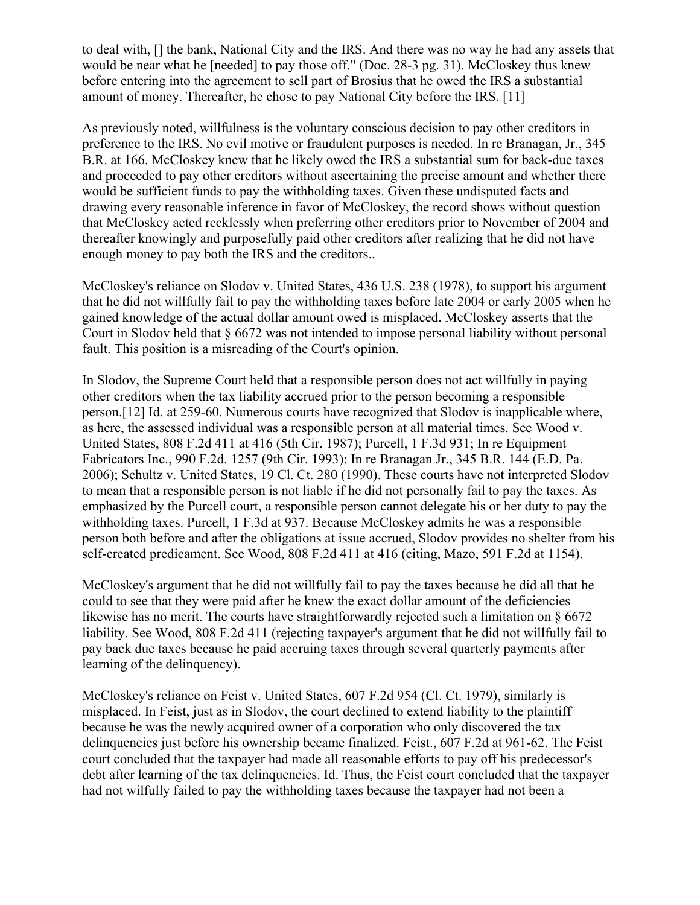to deal with, [] the bank, National City and the IRS. And there was no way he had any assets that would be near what he [needed] to pay those off." (Doc. 28-3 pg. 31). McCloskey thus knew before entering into the agreement to sell part of Brosius that he owed the IRS a substantial amount of money. Thereafter, he chose to pay National City before the IRS. [11]

As previously noted, willfulness is the voluntary conscious decision to pay other creditors in preference to the IRS. No evil motive or fraudulent purposes is needed. In re Branagan, Jr., 345 B.R. at 166. McCloskey knew that he likely owed the IRS a substantial sum for back-due taxes and proceeded to pay other creditors without ascertaining the precise amount and whether there would be sufficient funds to pay the withholding taxes. Given these undisputed facts and drawing every reasonable inference in favor of McCloskey, the record shows without question that McCloskey acted recklessly when preferring other creditors prior to November of 2004 and thereafter knowingly and purposefully paid other creditors after realizing that he did not have enough money to pay both the IRS and the creditors..

McCloskey's reliance on Slodov v. United States, 436 U.S. 238 (1978), to support his argument that he did not willfully fail to pay the withholding taxes before late 2004 or early 2005 when he gained knowledge of the actual dollar amount owed is misplaced. McCloskey asserts that the Court in Slodov held that § 6672 was not intended to impose personal liability without personal fault. This position is a misreading of the Court's opinion.

In Slodov, the Supreme Court held that a responsible person does not act willfully in paying other creditors when the tax liability accrued prior to the person becoming a responsible person.[12] Id. at 259-60. Numerous courts have recognized that Slodov is inapplicable where, as here, the assessed individual was a responsible person at all material times. See Wood v. United States, 808 F.2d 411 at 416 (5th Cir. 1987); Purcell, 1 F.3d 931; In re Equipment Fabricators Inc., 990 F.2d. 1257 (9th Cir. 1993); In re Branagan Jr., 345 B.R. 144 (E.D. Pa. 2006); Schultz v. United States, 19 Cl. Ct. 280 (1990). These courts have not interpreted Slodov to mean that a responsible person is not liable if he did not personally fail to pay the taxes. As emphasized by the Purcell court, a responsible person cannot delegate his or her duty to pay the withholding taxes. Purcell, 1 F.3d at 937. Because McCloskey admits he was a responsible person both before and after the obligations at issue accrued, Slodov provides no shelter from his self-created predicament. See Wood, 808 F.2d 411 at 416 (citing, Mazo, 591 F.2d at 1154).

McCloskey's argument that he did not willfully fail to pay the taxes because he did all that he could to see that they were paid after he knew the exact dollar amount of the deficiencies likewise has no merit. The courts have straightforwardly rejected such a limitation on § 6672 liability. See Wood, 808 F.2d 411 (rejecting taxpayer's argument that he did not willfully fail to pay back due taxes because he paid accruing taxes through several quarterly payments after learning of the delinquency).

McCloskey's reliance on Feist v. United States, 607 F.2d 954 (Cl. Ct. 1979), similarly is misplaced. In Feist, just as in Slodov, the court declined to extend liability to the plaintiff because he was the newly acquired owner of a corporation who only discovered the tax delinquencies just before his ownership became finalized. Feist., 607 F.2d at 961-62. The Feist court concluded that the taxpayer had made all reasonable efforts to pay off his predecessor's debt after learning of the tax delinquencies. Id. Thus, the Feist court concluded that the taxpayer had not wilfully failed to pay the withholding taxes because the taxpayer had not been a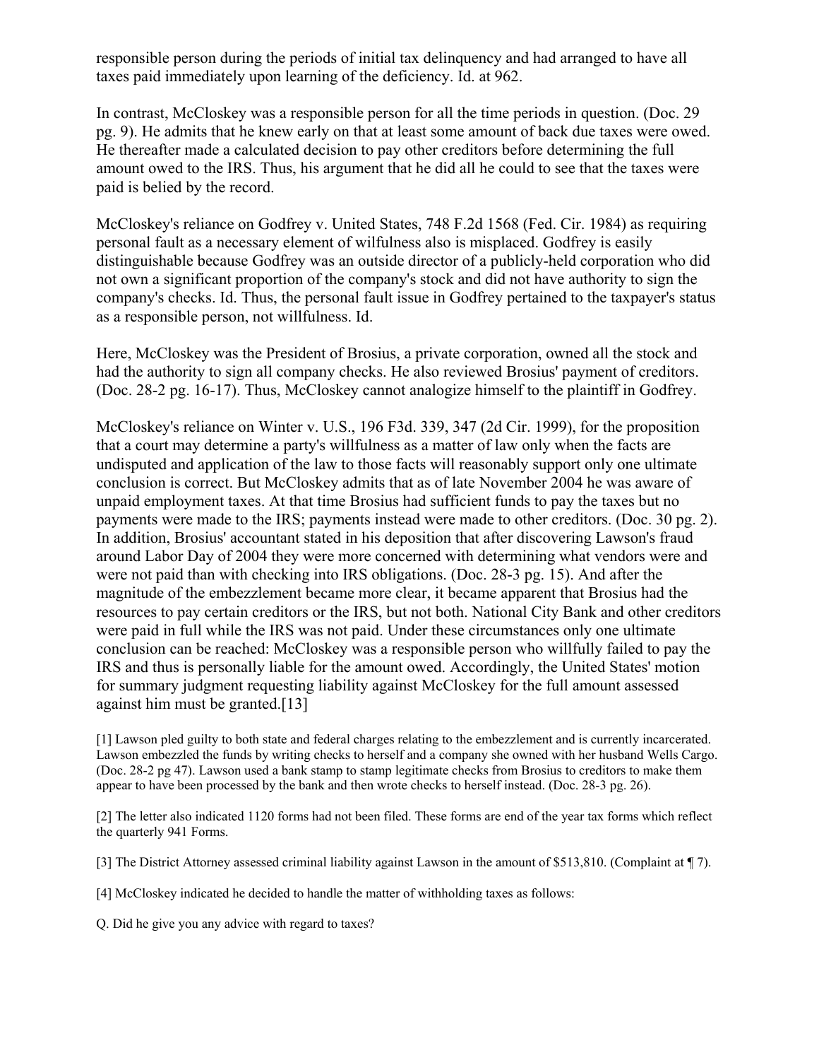responsible person during the periods of initial tax delinquency and had arranged to have all taxes paid immediately upon learning of the deficiency. Id. at 962.

In contrast, McCloskey was a responsible person for all the time periods in question. (Doc. 29 pg. 9). He admits that he knew early on that at least some amount of back due taxes were owed. He thereafter made a calculated decision to pay other creditors before determining the full amount owed to the IRS. Thus, his argument that he did all he could to see that the taxes were paid is belied by the record.

McCloskey's reliance on Godfrey v. United States, 748 F.2d 1568 (Fed. Cir. 1984) as requiring personal fault as a necessary element of wilfulness also is misplaced. Godfrey is easily distinguishable because Godfrey was an outside director of a publicly-held corporation who did not own a significant proportion of the company's stock and did not have authority to sign the company's checks. Id. Thus, the personal fault issue in Godfrey pertained to the taxpayer's status as a responsible person, not willfulness. Id.

Here, McCloskey was the President of Brosius, a private corporation, owned all the stock and had the authority to sign all company checks. He also reviewed Brosius' payment of creditors. (Doc. 28-2 pg. 16-17). Thus, McCloskey cannot analogize himself to the plaintiff in Godfrey.

McCloskey's reliance on Winter v. U.S., 196 F3d. 339, 347 (2d Cir. 1999), for the proposition that a court may determine a party's willfulness as a matter of law only when the facts are undisputed and application of the law to those facts will reasonably support only one ultimate conclusion is correct. But McCloskey admits that as of late November 2004 he was aware of unpaid employment taxes. At that time Brosius had sufficient funds to pay the taxes but no payments were made to the IRS; payments instead were made to other creditors. (Doc. 30 pg. 2). In addition, Brosius' accountant stated in his deposition that after discovering Lawson's fraud around Labor Day of 2004 they were more concerned with determining what vendors were and were not paid than with checking into IRS obligations. (Doc. 28-3 pg. 15). And after the magnitude of the embezzlement became more clear, it became apparent that Brosius had the resources to pay certain creditors or the IRS, but not both. National City Bank and other creditors were paid in full while the IRS was not paid. Under these circumstances only one ultimate conclusion can be reached: McCloskey was a responsible person who willfully failed to pay the IRS and thus is personally liable for the amount owed. Accordingly, the United States' motion for summary judgment requesting liability against McCloskey for the full amount assessed against him must be granted.[13]

[1] Lawson pled guilty to both state and federal charges relating to the embezzlement and is currently incarcerated. Lawson embezzled the funds by writing checks to herself and a company she owned with her husband Wells Cargo. (Doc. 28-2 pg 47). Lawson used a bank stamp to stamp legitimate checks from Brosius to creditors to make them appear to have been processed by the bank and then wrote checks to herself instead. (Doc. 28-3 pg. 26).

[2] The letter also indicated 1120 forms had not been filed. These forms are end of the year tax forms which reflect the quarterly 941 Forms.

[3] The District Attorney assessed criminal liability against Lawson in the amount of $513,810. (Complaint at ¶ 7).

[4] McCloskey indicated he decided to handle the matter of withholding taxes as follows:

Q. Did he give you any advice with regard to taxes?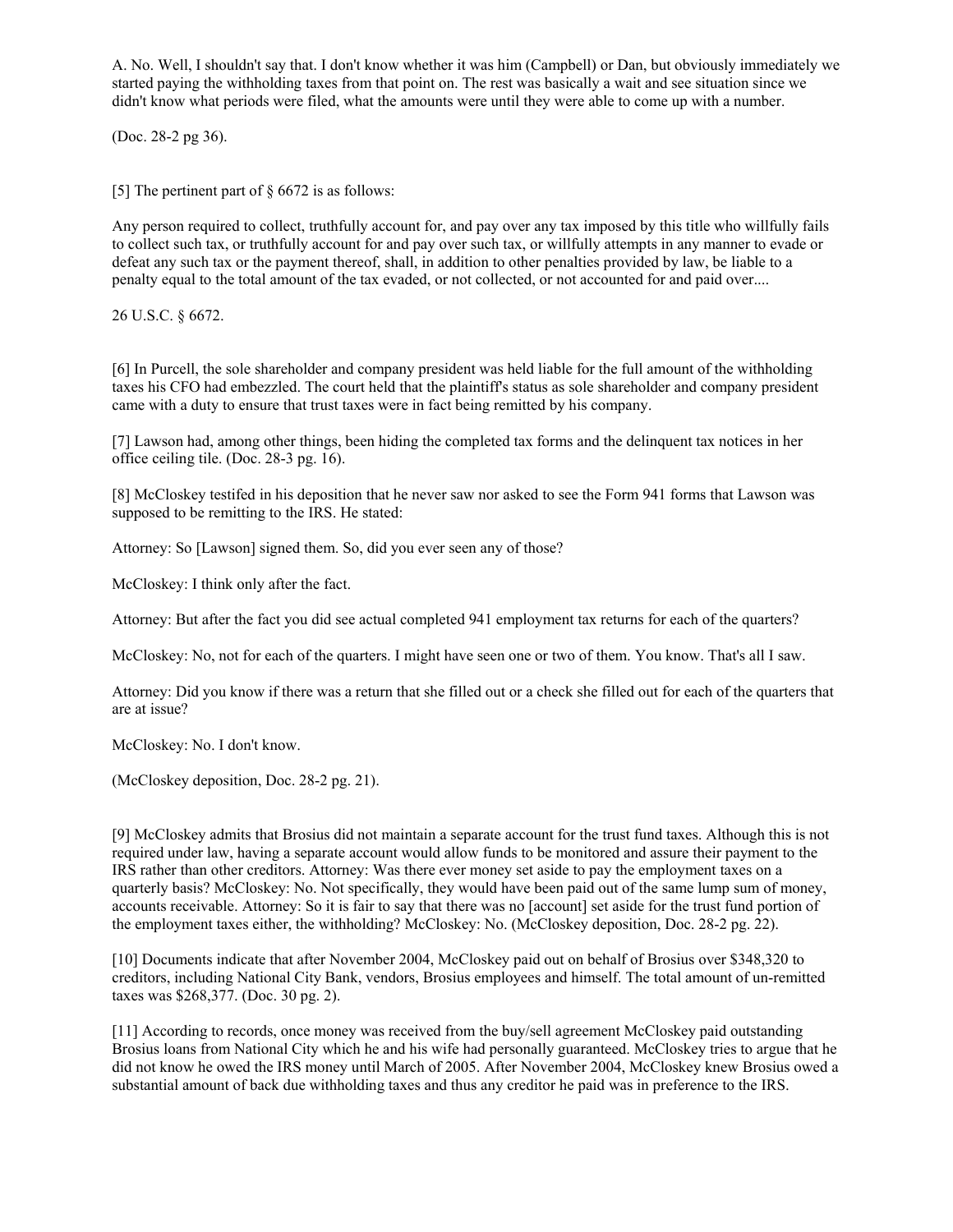A. No. Well, I shouldn't say that. I don't know whether it was him (Campbell) or Dan, but obviously immediately we started paying the withholding taxes from that point on. The rest was basically a wait and see situation since we didn't know what periods were filed, what the amounts were until they were able to come up with a number.

(Doc. 28-2 pg 36).

[5] The pertinent part of § 6672 is as follows:

Any person required to collect, truthfully account for, and pay over any tax imposed by this title who willfully fails to collect such tax, or truthfully account for and pay over such tax, or willfully attempts in any manner to evade or defeat any such tax or the payment thereof, shall, in addition to other penalties provided by law, be liable to a penalty equal to the total amount of the tax evaded, or not collected, or not accounted for and paid over....

26 U.S.C. § 6672.

[6] In Purcell, the sole shareholder and company president was held liable for the full amount of the withholding taxes his CFO had embezzled. The court held that the plaintiff's status as sole shareholder and company president came with a duty to ensure that trust taxes were in fact being remitted by his company.

[7] Lawson had, among other things, been hiding the completed tax forms and the delinquent tax notices in her office ceiling tile. (Doc. 28-3 pg. 16).

[8] McCloskey testifed in his deposition that he never saw nor asked to see the Form 941 forms that Lawson was supposed to be remitting to the IRS. He stated:

Attorney: So [Lawson] signed them. So, did you ever seen any of those?

McCloskey: I think only after the fact.

Attorney: But after the fact you did see actual completed 941 employment tax returns for each of the quarters?

McCloskey: No, not for each of the quarters. I might have seen one or two of them. You know. That's all I saw.

Attorney: Did you know if there was a return that she filled out or a check she filled out for each of the quarters that are at issue?

McCloskey: No. I don't know.

(McCloskey deposition, Doc. 28-2 pg. 21).

[9] McCloskey admits that Brosius did not maintain a separate account for the trust fund taxes. Although this is not required under law, having a separate account would allow funds to be monitored and assure their payment to the IRS rather than other creditors. Attorney: Was there ever money set aside to pay the employment taxes on a quarterly basis? McCloskey: No. Not specifically, they would have been paid out of the same lump sum of money, accounts receivable. Attorney: So it is fair to say that there was no [account] set aside for the trust fund portion of the employment taxes either, the withholding? McCloskey: No. (McCloskey deposition, Doc. 28-2 pg. 22).

[10] Documents indicate that after November 2004, McCloskey paid out on behalf of Brosius over $348,320 to creditors, including National City Bank, vendors, Brosius employees and himself. The total amount of un-remitted taxes was $268,377. (Doc. 30 pg. 2).

[11] According to records, once money was received from the buy/sell agreement McCloskey paid outstanding Brosius loans from National City which he and his wife had personally guaranteed. McCloskey tries to argue that he did not know he owed the IRS money until March of 2005. After November 2004, McCloskey knew Brosius owed a substantial amount of back due withholding taxes and thus any creditor he paid was in preference to the IRS.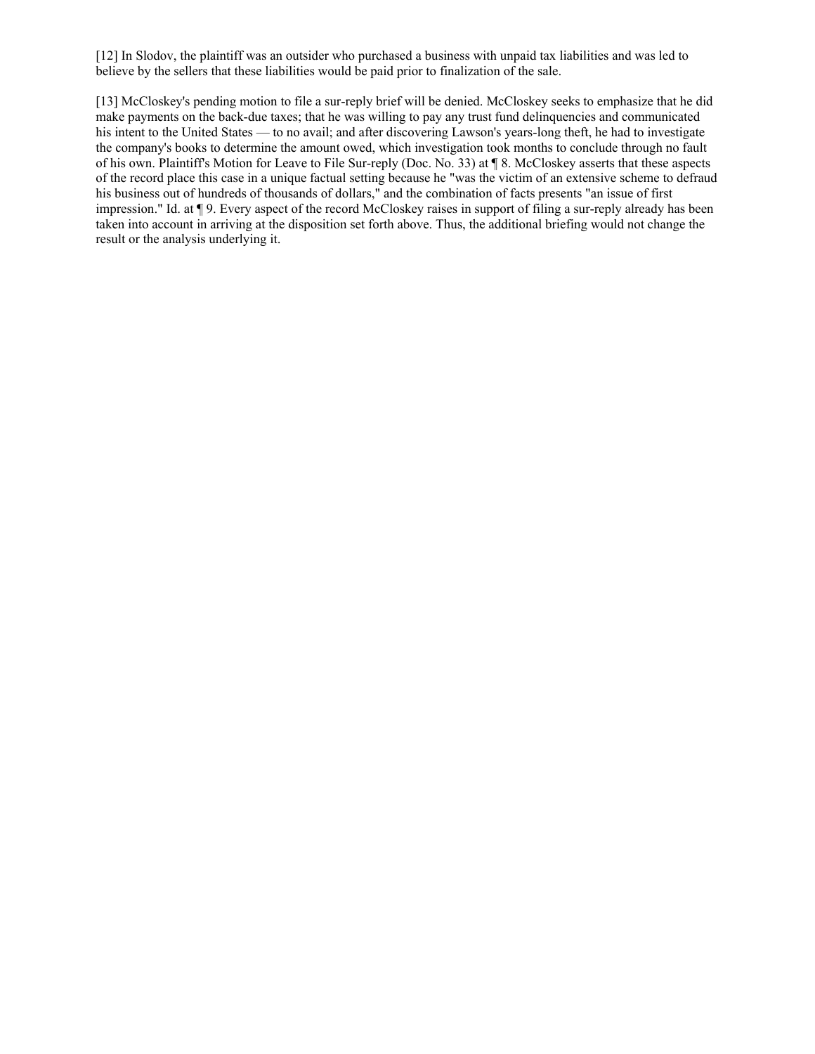[12] In Slodov, the plaintiff was an outsider who purchased a business with unpaid tax liabilities and was led to believe by the sellers that these liabilities would be paid prior to finalization of the sale.

[13] McCloskey's pending motion to file a sur-reply brief will be denied. McCloskey seeks to emphasize that he did make payments on the back-due taxes; that he was willing to pay any trust fund delinquencies and communicated his intent to the United States — to no avail; and after discovering Lawson's years-long theft, he had to investigate the company's books to determine the amount owed, which investigation took months to conclude through no fault of his own. Plaintiff's Motion for Leave to File Sur-reply (Doc. No. 33) at ¶ 8. McCloskey asserts that these aspects of the record place this case in a unique factual setting because he "was the victim of an extensive scheme to defraud his business out of hundreds of thousands of dollars," and the combination of facts presents "an issue of first impression." Id. at ¶ 9. Every aspect of the record McCloskey raises in support of filing a sur-reply already has been taken into account in arriving at the disposition set forth above. Thus, the additional briefing would not change the result or the analysis underlying it.